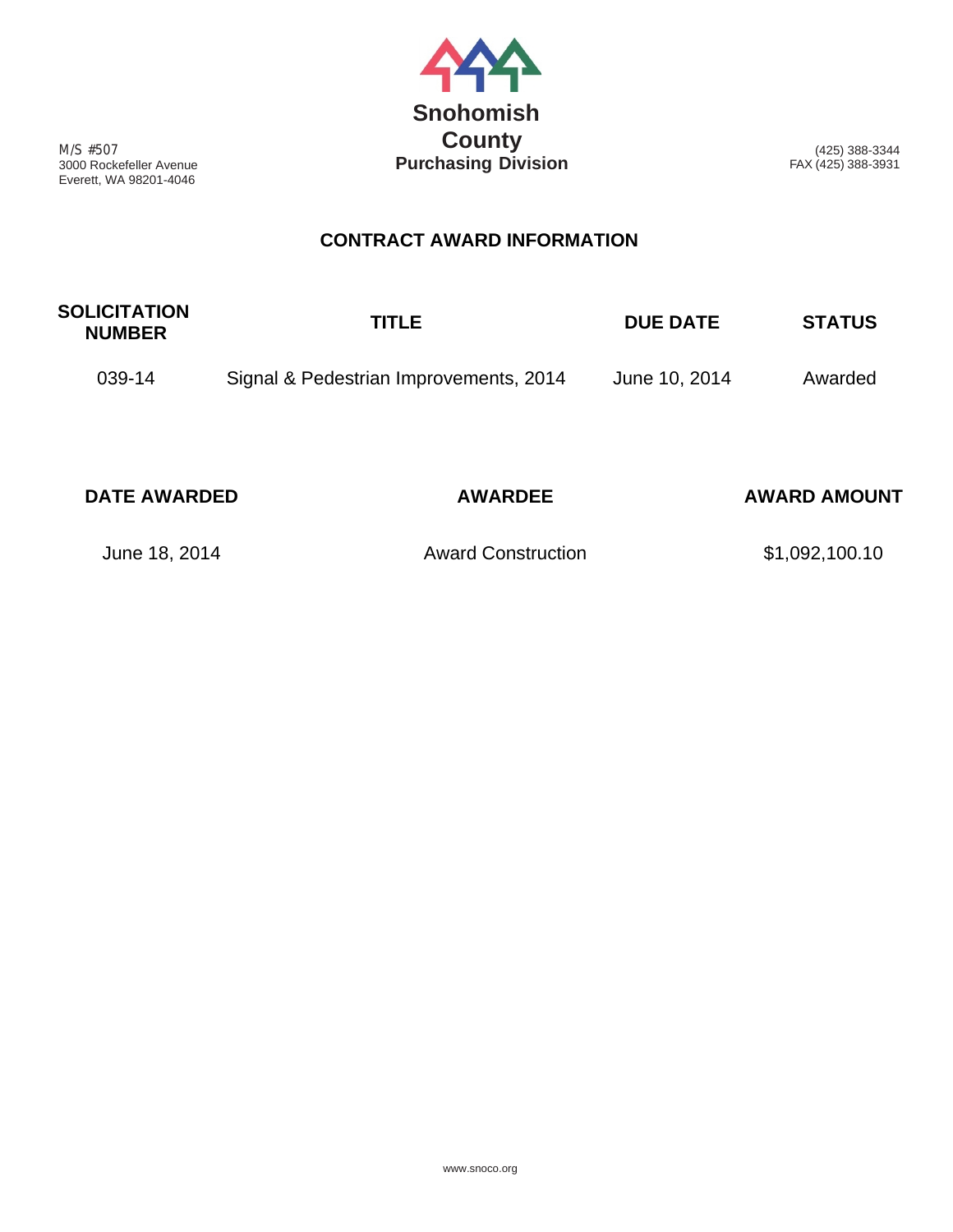# Snohomish County
## Purchasing Division

M/S #507
3000 Rockefeller Avenue
Everett, WA 98201-4046

(425) 388-3344
FAX (425) 388-3931

## CONTRACT AWARD INFORMATION

| SOLICITATION NUMBER | TITLE | DUE DATE | STATUS |
|---|---|---|---|
| 039-14 | Signal & Pedestrian Improvements, 2014 | June 10, 2014 | Awarded |

| DATE AWARDED | AWARDEE | AWARD AMOUNT |
|---|---|---|
| June 18, 2014 | Award Construction | $1,092,100.10 |

www.snoco.org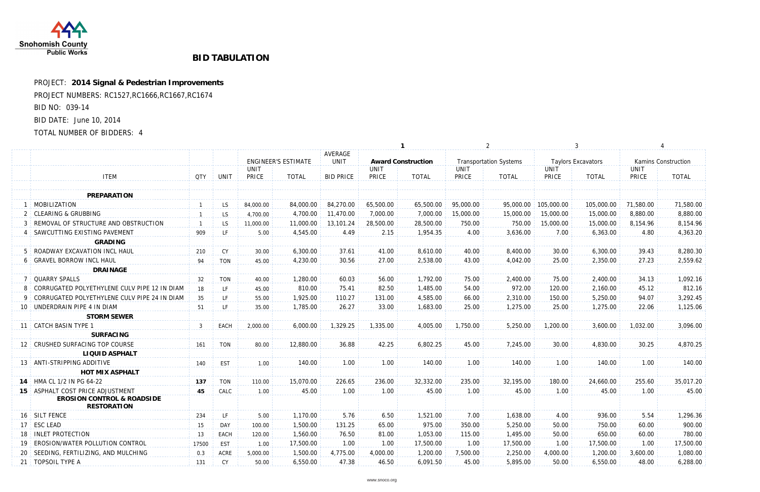Snohomish County Public Works

# BID TABULATION

PROJECT: **2014 Signal & Pedestrian Improvements**

PROJECT NUMBERS: RC1527,RC1666,RC1667,RC1674

BID NO: 039-14

BID DATE: June 10, 2014

TOTAL NUMBER OF BIDDERS: 4

| | | | | | | | **1** | | 2 | | 3 | | 4 | |
|---|---|---|---|---|---|---|---|---|---|---|---|---|---|---|
| | | | ENGINEER'S ESTIMATE | | AVERAGE UNIT | **Award Construction** | | Transportation Systems | | Taylors Excavators | | Kamins Construction | |
| | ITEM | QTY | UNIT | UNIT PRICE | TOTAL | BID PRICE | UNIT PRICE | TOTAL | UNIT PRICE | TOTAL | UNIT PRICE | TOTAL | UNIT PRICE | TOTAL |
| | **PREPARATION** | | | | | | | | | | | | | |
| 1 | MOBILIZATION | 1 | LS | 84,000.00 | 84,000.00 | 84,270.00 | 65,500.00 | 65,500.00 | 95,000.00 | 95,000.00 | 105,000.00 | 105,000.00 | 71,580.00 | 71,580.00 |
| 2 | CLEARING & GRUBBING | 1 | LS | 4,700.00 | 4,700.00 | 11,470.00 | 7,000.00 | 7,000.00 | 15,000.00 | 15,000.00 | 15,000.00 | 15,000.00 | 8,880.00 | 8,880.00 |
| 3 | REMOVAL OF STRUCTURE AND OBSTRUCTION | 1 | LS | 11,000.00 | 11,000.00 | 13,101.24 | 28,500.00 | 28,500.00 | 750.00 | 750.00 | 15,000.00 | 15,000.00 | 8,154.96 | 8,154.96 |
| 4 | SAWCUTTING EXISTING PAVEMENT | 909 | LF | 5.00 | 4,545.00 | 4.49 | 2.15 | 1,954.35 | 4.00 | 3,636.00 | 7.00 | 6,363.00 | 4.80 | 4,363.20 |
| | **GRADING** | | | | | | | | | | | | | |
| 5 | ROADWAY EXCAVATION INCL HAUL | 210 | CY | 30.00 | 6,300.00 | 37.61 | 41.00 | 8,610.00 | 40.00 | 8,400.00 | 30.00 | 6,300.00 | 39.43 | 8,280.30 |
| 6 | GRAVEL BORROW INCL HAUL | 94 | TON | 45.00 | 4,230.00 | 30.56 | 27.00 | 2,538.00 | 43.00 | 4,042.00 | 25.00 | 2,350.00 | 27.23 | 2,559.62 |
| | **DRAINAGE** | | | | | | | | | | | | | |
| 7 | QUARRY SPALLS | 32 | TON | 40.00 | 1,280.00 | 60.03 | 56.00 | 1,792.00 | 75.00 | 2,400.00 | 75.00 | 2,400.00 | 34.13 | 1,092.16 |
| 8 | CORRUGATED POLYETHYLENE CULV PIPE 12 IN DIAM | 18 | LF | 45.00 | 810.00 | 75.41 | 82.50 | 1,485.00 | 54.00 | 972.00 | 120.00 | 2,160.00 | 45.12 | 812.16 |
| 9 | CORRUGATED POLYETHYLENE CULV PIPE 24 IN DIAM | 35 | LF | 55.00 | 1,925.00 | 110.27 | 131.00 | 4,585.00 | 66.00 | 2,310.00 | 150.00 | 5,250.00 | 94.07 | 3,292.45 |
| 10 | UNDERDRAIN PIPE 4 IN DIAM | 51 | LF | 35.00 | 1,785.00 | 26.27 | 33.00 | 1,683.00 | 25.00 | 1,275.00 | 25.00 | 1,275.00 | 22.06 | 1,125.06 |
| | **STORM SEWER** | | | | | | | | | | | | | |
| 11 | CATCH BASIN TYPE 1 | 3 | EACH | 2,000.00 | 6,000.00 | 1,329.25 | 1,335.00 | 4,005.00 | 1,750.00 | 5,250.00 | 1,200.00 | 3,600.00 | 1,032.00 | 3,096.00 |
| | **SURFACING** | | | | | | | | | | | | | |
| 12 | CRUSHED SURFACING TOP COURSE | 161 | TON | 80.00 | 12,880.00 | 36.88 | 42.25 | 6,802.25 | 45.00 | 7,245.00 | 30.00 | 4,830.00 | 30.25 | 4,870.25 |
| | **LIQUID ASPHALT** | | | | | | | | | | | | | |
| 13 | ANTI-STRIPPING ADDITIVE | 140 | EST | 1.00 | 140.00 | 1.00 | 1.00 | 140.00 | 1.00 | 140.00 | 1.00 | 140.00 | 1.00 | 140.00 |
| | **HOT MIX ASPHALT** | | | | | | | | | | | | | |
| **14** | HMA CL 1/2 IN PG 64-22 | **137** | TON | 110.00 | 15,070.00 | 226.65 | 236.00 | 32,332.00 | 235.00 | 32,195.00 | 180.00 | 24,660.00 | 255.60 | 35,017.20 |
| **15** | ASPHALT COST PRICE ADJUSTMENT | **45** | CALC | 1.00 | 45.00 | 1.00 | 1.00 | 45.00 | 1.00 | 45.00 | 1.00 | 45.00 | 1.00 | 45.00 |
| | **EROSION CONTROL & ROADSIDE RESTORATION** | | | | | | | | | | | | | |
| 16 | SILT FENCE | 234 | LF | 5.00 | 1,170.00 | 5.76 | 6.50 | 1,521.00 | 7.00 | 1,638.00 | 4.00 | 936.00 | 5.54 | 1,296.36 |
| 17 | ESC LEAD | 15 | DAY | 100.00 | 1,500.00 | 131.25 | 65.00 | 975.00 | 350.00 | 5,250.00 | 50.00 | 750.00 | 60.00 | 900.00 |
| 18 | INLET PROTECTION | 13 | EACH | 120.00 | 1,560.00 | 76.50 | 81.00 | 1,053.00 | 115.00 | 1,495.00 | 50.00 | 650.00 | 60.00 | 780.00 |
| 19 | EROSION/WATER POLLUTION CONTROL | 17500 | EST | 1.00 | 17,500.00 | 1.00 | 1.00 | 17,500.00 | 1.00 | 17,500.00 | 1.00 | 17,500.00 | 1.00 | 17,500.00 |
| 20 | SEEDING, FERTILIZING, AND MULCHING | 0.3 | ACRE | 5,000.00 | 1,500.00 | 4,775.00 | 4,000.00 | 1,200.00 | 7,500.00 | 2,250.00 | 4,000.00 | 1,200.00 | 3,600.00 | 1,080.00 |
| 21 | TOPSOIL TYPE A | 131 | CY | 50.00 | 6,550.00 | 47.38 | 46.50 | 6,091.50 | 45.00 | 5,895.00 | 50.00 | 6,550.00 | 48.00 | 6,288.00 |

www.snoco.org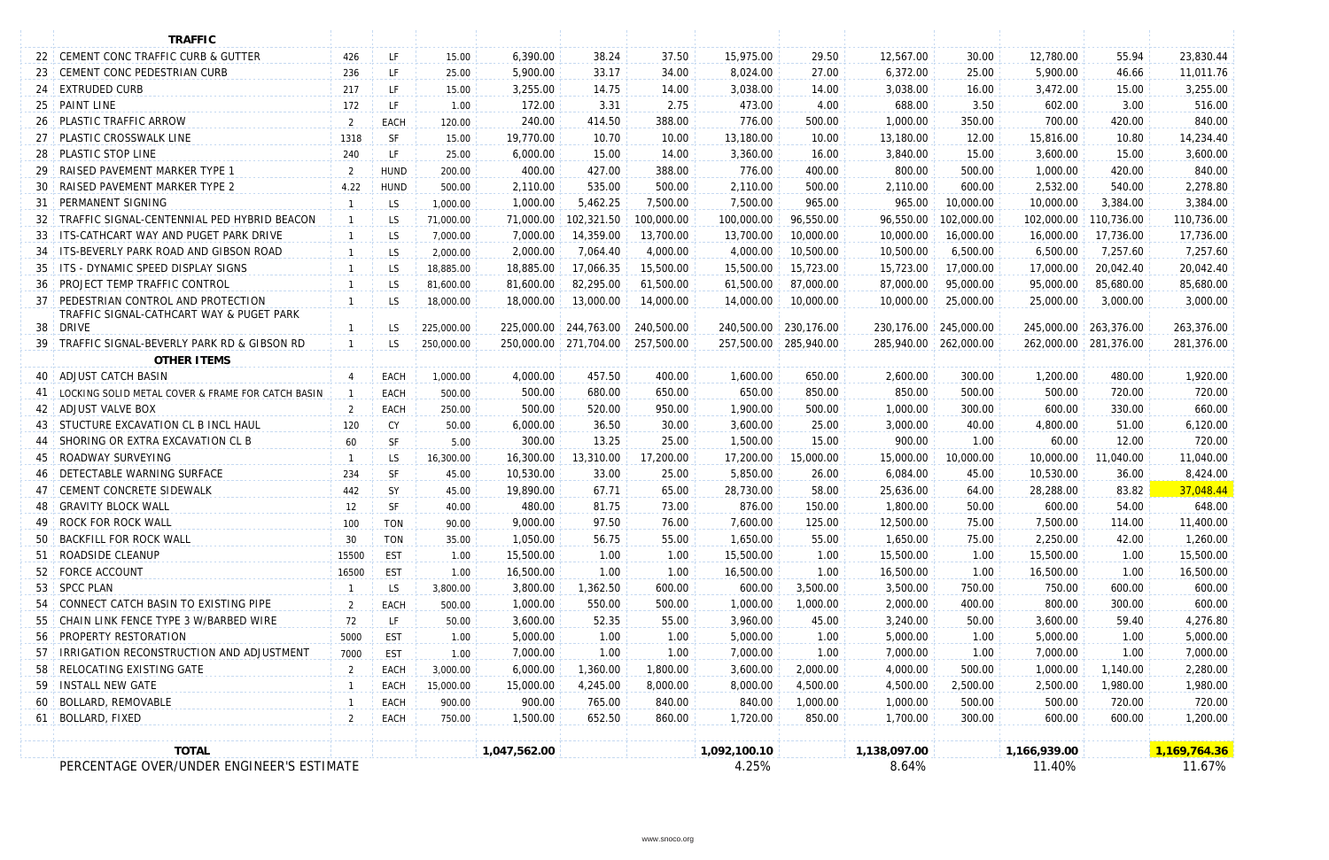| | | | | | | | | | | | | | | |
|---|---|---|---|---|---|---|---|---|---|---|---|---|---|---|
| | **TRAFFIC** | | | | | | | | | | | | | |
| 22 | CEMENT CONC TRAFFIC CURB & GUTTER | 426 | LF | 15.00 | 6,390.00 | 38.24 | 37.50 | 15,975.00 | 29.50 | 12,567.00 | 30.00 | 12,780.00 | 55.94 | 23,830.44 |
| 23 | CEMENT CONC PEDESTRIAN CURB | 236 | LF | 25.00 | 5,900.00 | 33.17 | 34.00 | 8,024.00 | 27.00 | 6,372.00 | 25.00 | 5,900.00 | 46.66 | 11,011.76 |
| 24 | EXTRUDED CURB | 217 | LF | 15.00 | 3,255.00 | 14.75 | 14.00 | 3,038.00 | 14.00 | 3,038.00 | 16.00 | 3,472.00 | 15.00 | 3,255.00 |
| 25 | PAINT LINE | 172 | LF | 1.00 | 172.00 | 3.31 | 2.75 | 473.00 | 4.00 | 688.00 | 3.50 | 602.00 | 3.00 | 516.00 |
| 26 | PLASTIC TRAFFIC ARROW | 2 | EACH | 120.00 | 240.00 | 414.50 | 388.00 | 776.00 | 500.00 | 1,000.00 | 350.00 | 700.00 | 420.00 | 840.00 |
| 27 | PLASTIC CROSSWALK LINE | 1318 | SF | 15.00 | 19,770.00 | 10.70 | 10.00 | 13,180.00 | 10.00 | 13,180.00 | 12.00 | 15,816.00 | 10.80 | 14,234.40 |
| 28 | PLASTIC STOP LINE | 240 | LF | 25.00 | 6,000.00 | 15.00 | 14.00 | 3,360.00 | 16.00 | 3,840.00 | 15.00 | 3,600.00 | 15.00 | 3,600.00 |
| 29 | RAISED PAVEMENT MARKER TYPE 1 | 2 | HUND | 200.00 | 400.00 | 427.00 | 388.00 | 776.00 | 400.00 | 800.00 | 500.00 | 1,000.00 | 420.00 | 840.00 |
| 30 | RAISED PAVEMENT MARKER TYPE 2 | 4.22 | HUND | 500.00 | 2,110.00 | 535.00 | 500.00 | 2,110.00 | 500.00 | 2,110.00 | 600.00 | 2,532.00 | 540.00 | 2,278.80 |
| 31 | PERMANENT SIGNING | 1 | LS | 1,000.00 | 1,000.00 | 5,462.25 | 7,500.00 | 7,500.00 | 965.00 | 965.00 | 10,000.00 | 10,000.00 | 3,384.00 | 3,384.00 |
| 32 | TRAFFIC SIGNAL-CENTENNIAL PED HYBRID BEACON | 1 | LS | 71,000.00 | 71,000.00 | 102,321.50 | 100,000.00 | 100,000.00 | 96,550.00 | 96,550.00 | 102,000.00 | 102,000.00 | 110,736.00 | 110,736.00 |
| 33 | ITS-CATHCART WAY AND PUGET PARK DRIVE | 1 | LS | 7,000.00 | 7,000.00 | 14,359.00 | 13,700.00 | 13,700.00 | 10,000.00 | 10,000.00 | 16,000.00 | 16,000.00 | 17,736.00 | 17,736.00 |
| 34 | ITS-BEVERLY PARK ROAD AND GIBSON ROAD | 1 | LS | 2,000.00 | 2,000.00 | 7,064.40 | 4,000.00 | 4,000.00 | 10,500.00 | 10,500.00 | 6,500.00 | 6,500.00 | 7,257.60 | 7,257.60 |
| 35 | ITS - DYNAMIC SPEED DISPLAY SIGNS | 1 | LS | 18,885.00 | 18,885.00 | 17,066.35 | 15,500.00 | 15,500.00 | 15,723.00 | 15,723.00 | 17,000.00 | 17,000.00 | 20,042.40 | 20,042.40 |
| 36 | PROJECT TEMP TRAFFIC CONTROL | 1 | LS | 81,600.00 | 81,600.00 | 82,295.00 | 61,500.00 | 61,500.00 | 87,000.00 | 87,000.00 | 95,000.00 | 95,000.00 | 85,680.00 | 85,680.00 |
| 37 | PEDESTRIAN CONTROL AND PROTECTION | 1 | LS | 18,000.00 | 18,000.00 | 13,000.00 | 14,000.00 | 14,000.00 | 10,000.00 | 10,000.00 | 25,000.00 | 25,000.00 | 3,000.00 | 3,000.00 |
| 38 | TRAFFIC SIGNAL-CATHCART WAY & PUGET PARK DRIVE | 1 | LS | 225,000.00 | 225,000.00 | 244,763.00 | 240,500.00 | 240,500.00 | 230,176.00 | 230,176.00 | 245,000.00 | 245,000.00 | 263,376.00 | 263,376.00 |
| 39 | TRAFFIC SIGNAL-BEVERLY PARK RD & GIBSON RD | 1 | LS | 250,000.00 | 250,000.00 | 271,704.00 | 257,500.00 | 257,500.00 | 285,940.00 | 285,940.00 | 262,000.00 | 262,000.00 | 281,376.00 | 281,376.00 |
| | **OTHER ITEMS** | | | | | | | | | | | | | |
| 40 | ADJUST CATCH BASIN | 4 | EACH | 1,000.00 | 4,000.00 | 457.50 | 400.00 | 1,600.00 | 650.00 | 2,600.00 | 300.00 | 1,200.00 | 480.00 | 1,920.00 |
| 41 | LOCKING SOLID METAL COVER & FRAME FOR CATCH BASIN | 1 | EACH | 500.00 | 500.00 | 680.00 | 650.00 | 650.00 | 850.00 | 850.00 | 500.00 | 500.00 | 720.00 | 720.00 |
| 42 | ADJUST VALVE BOX | 2 | EACH | 250.00 | 500.00 | 520.00 | 950.00 | 1,900.00 | 500.00 | 1,000.00 | 300.00 | 600.00 | 330.00 | 660.00 |
| 43 | STUCTURE EXCAVATION CL B INCL HAUL | 120 | CY | 50.00 | 6,000.00 | 36.50 | 30.00 | 3,600.00 | 25.00 | 3,000.00 | 40.00 | 4,800.00 | 51.00 | 6,120.00 |
| 44 | SHORING OR EXTRA EXCAVATION CL B | 60 | SF | 5.00 | 300.00 | 13.25 | 25.00 | 1,500.00 | 15.00 | 900.00 | 1.00 | 60.00 | 12.00 | 720.00 |
| 45 | ROADWAY SURVEYING | 1 | LS | 16,300.00 | 16,300.00 | 13,310.00 | 17,200.00 | 17,200.00 | 15,000.00 | 15,000.00 | 10,000.00 | 10,000.00 | 11,040.00 | 11,040.00 |
| 46 | DETECTABLE WARNING SURFACE | 234 | SF | 45.00 | 10,530.00 | 33.00 | 25.00 | 5,850.00 | 26.00 | 6,084.00 | 45.00 | 10,530.00 | 36.00 | 8,424.00 |
| 47 | CEMENT CONCRETE SIDEWALK | 442 | SY | 45.00 | 19,890.00 | 67.71 | 65.00 | 28,730.00 | 58.00 | 25,636.00 | 64.00 | 28,288.00 | 83.82 | 37,048.44 |
| 48 | GRAVITY BLOCK WALL | 12 | SF | 40.00 | 480.00 | 81.75 | 73.00 | 876.00 | 150.00 | 1,800.00 | 50.00 | 600.00 | 54.00 | 648.00 |
| 49 | ROCK FOR ROCK WALL | 100 | TON | 90.00 | 9,000.00 | 97.50 | 76.00 | 7,600.00 | 125.00 | 12,500.00 | 75.00 | 7,500.00 | 114.00 | 11,400.00 |
| 50 | BACKFILL FOR ROCK WALL | 30 | TON | 35.00 | 1,050.00 | 56.75 | 55.00 | 1,650.00 | 55.00 | 1,650.00 | 75.00 | 2,250.00 | 42.00 | 1,260.00 |
| 51 | ROADSIDE CLEANUP | 15500 | EST | 1.00 | 15,500.00 | 1.00 | 1.00 | 15,500.00 | 1.00 | 15,500.00 | 1.00 | 15,500.00 | 1.00 | 15,500.00 |
| 52 | FORCE ACCOUNT | 16500 | EST | 1.00 | 16,500.00 | 1.00 | 1.00 | 16,500.00 | 1.00 | 16,500.00 | 1.00 | 16,500.00 | 1.00 | 16,500.00 |
| 53 | SPCC PLAN | 1 | LS | 3,800.00 | 3,800.00 | 1,362.50 | 600.00 | 600.00 | 3,500.00 | 3,500.00 | 750.00 | 750.00 | 600.00 | 600.00 |
| 54 | CONNECT CATCH BASIN TO EXISTING PIPE | 2 | EACH | 500.00 | 1,000.00 | 550.00 | 500.00 | 1,000.00 | 1,000.00 | 2,000.00 | 400.00 | 800.00 | 300.00 | 600.00 |
| 55 | CHAIN LINK FENCE TYPE 3 W/BARBED WIRE | 72 | LF | 50.00 | 3,600.00 | 52.35 | 55.00 | 3,960.00 | 45.00 | 3,240.00 | 50.00 | 3,600.00 | 59.40 | 4,276.80 |
| 56 | PROPERTY RESTORATION | 5000 | EST | 1.00 | 5,000.00 | 1.00 | 1.00 | 5,000.00 | 1.00 | 5,000.00 | 1.00 | 5,000.00 | 1.00 | 5,000.00 |
| 57 | IRRIGATION RECONSTRUCTION AND ADJUSTMENT | 7000 | EST | 1.00 | 7,000.00 | 1.00 | 1.00 | 7,000.00 | 1.00 | 7,000.00 | 1.00 | 7,000.00 | 1.00 | 7,000.00 |
| 58 | RELOCATING EXISTING GATE | 2 | EACH | 3,000.00 | 6,000.00 | 1,360.00 | 1,800.00 | 3,600.00 | 2,000.00 | 4,000.00 | 500.00 | 1,000.00 | 1,140.00 | 2,280.00 |
| 59 | INSTALL NEW GATE | 1 | EACH | 15,000.00 | 15,000.00 | 4,245.00 | 8,000.00 | 8,000.00 | 4,500.00 | 4,500.00 | 2,500.00 | 2,500.00 | 1,980.00 | 1,980.00 |
| 60 | BOLLARD, REMOVABLE | 1 | EACH | 900.00 | 900.00 | 765.00 | 840.00 | 840.00 | 1,000.00 | 1,000.00 | 500.00 | 500.00 | 720.00 | 720.00 |
| 61 | BOLLARD, FIXED | 2 | EACH | 750.00 | 1,500.00 | 652.50 | 860.00 | 1,720.00 | 850.00 | 1,700.00 | 300.00 | 600.00 | 600.00 | 1,200.00 |
| | **TOTAL** | | | | **1,047,562.00** | | | **1,092,100.10** | | **1,138,097.00** | | **1,166,939.00** | | **1,169,764.36** |
| | PERCENTAGE OVER/UNDER ENGINEER'S ESTIMATE | | | | | | | 4.25% | | 8.64% | | 11.40% | | 11.67% |

www.snoco.org